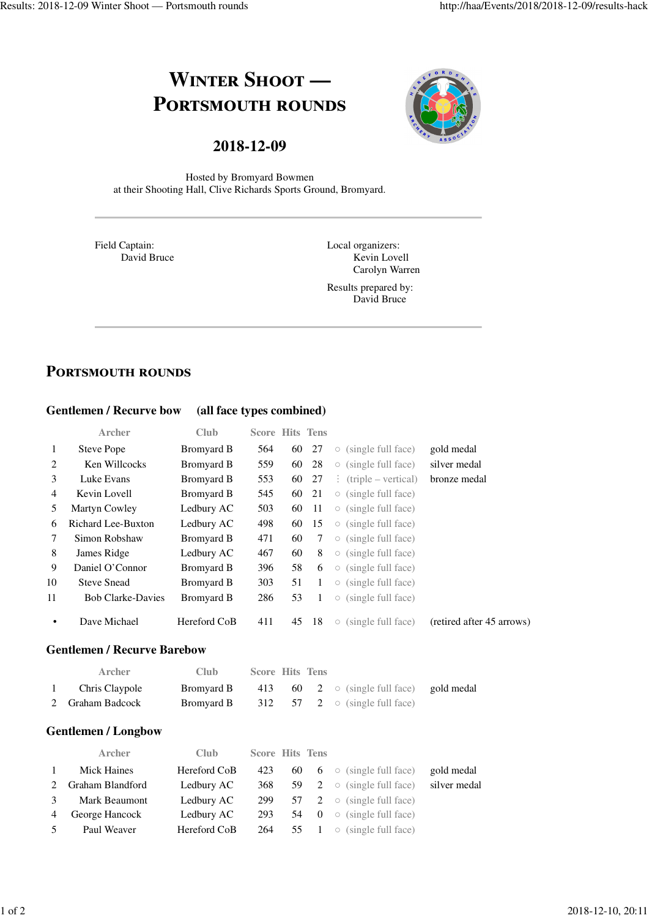# Winter Shoot — Portsmouth rounds

## 2018-12-09

Hosted by Bromyard Bowmen
at their Shooting Hall, Clive Richards Sports Ground, Bromyard.

---

Field Captain:
David Bruce

Local organizers:
Kevin Lovell
Carolyn Warren

Results prepared by:
David Bruce

---

## Portsmouth rounds

### Gentlemen / Recurve bow (all face types combined)

| | Archer | Club | Score | Hits | Tens | | |
|---|---|---|---|---|---|---|---|
| 1 | Steve Pope | Bromyard B | 564 | 60 | 27 | ○ (single full face) | gold medal |
| 2 | Ken Willcocks | Bromyard B | 559 | 60 | 28 | ○ (single full face) | silver medal |
| 3 | Luke Evans | Bromyard B | 553 | 60 | 27 | ⋮ (triple – vertical) | bronze medal |
| 4 | Kevin Lovell | Bromyard B | 545 | 60 | 21 | ○ (single full face) | |
| 5 | Martyn Cowley | Ledbury AC | 503 | 60 | 11 | ○ (single full face) | |
| 6 | Richard Lee-Buxton | Ledbury AC | 498 | 60 | 15 | ○ (single full face) | |
| 7 | Simon Robshaw | Bromyard B | 471 | 60 | 7 | ○ (single full face) | |
| 8 | James Ridge | Ledbury AC | 467 | 60 | 8 | ○ (single full face) | |
| 9 | Daniel O'Connor | Bromyard B | 396 | 58 | 6 | ○ (single full face) | |
| 10 | Steve Snead | Bromyard B | 303 | 51 | 1 | ○ (single full face) | |
| 11 | Bob Clarke-Davies | Bromyard B | 286 | 53 | 1 | ○ (single full face) | |
| • | Dave Michael | Hereford CoB | 411 | 45 | 18 | ○ (single full face) | (retired after 45 arrows) |

### Gentlemen / Recurve Barebow

| | Archer | Club | Score | Hits | Tens | | |
|---|---|---|---|---|---|---|---|
| 1 | Chris Claypole | Bromyard B | 413 | 60 | 2 | ○ (single full face) | gold medal |
| 2 | Graham Badcock | Bromyard B | 312 | 57 | 2 | ○ (single full face) | |

### Gentlemen / Longbow

| | Archer | Club | Score | Hits | Tens | | |
|---|---|---|---|---|---|---|---|
| 1 | Mick Haines | Hereford CoB | 423 | 60 | 6 | ○ (single full face) | gold medal |
| 2 | Graham Blandford | Ledbury AC | 368 | 59 | 2 | ○ (single full face) | silver medal |
| 3 | Mark Beaumont | Ledbury AC | 299 | 57 | 2 | ○ (single full face) | |
| 4 | George Hancock | Ledbury AC | 293 | 54 | 0 | ○ (single full face) | |
| 5 | Paul Weaver | Hereford CoB | 264 | 55 | 1 | ○ (single full face) | |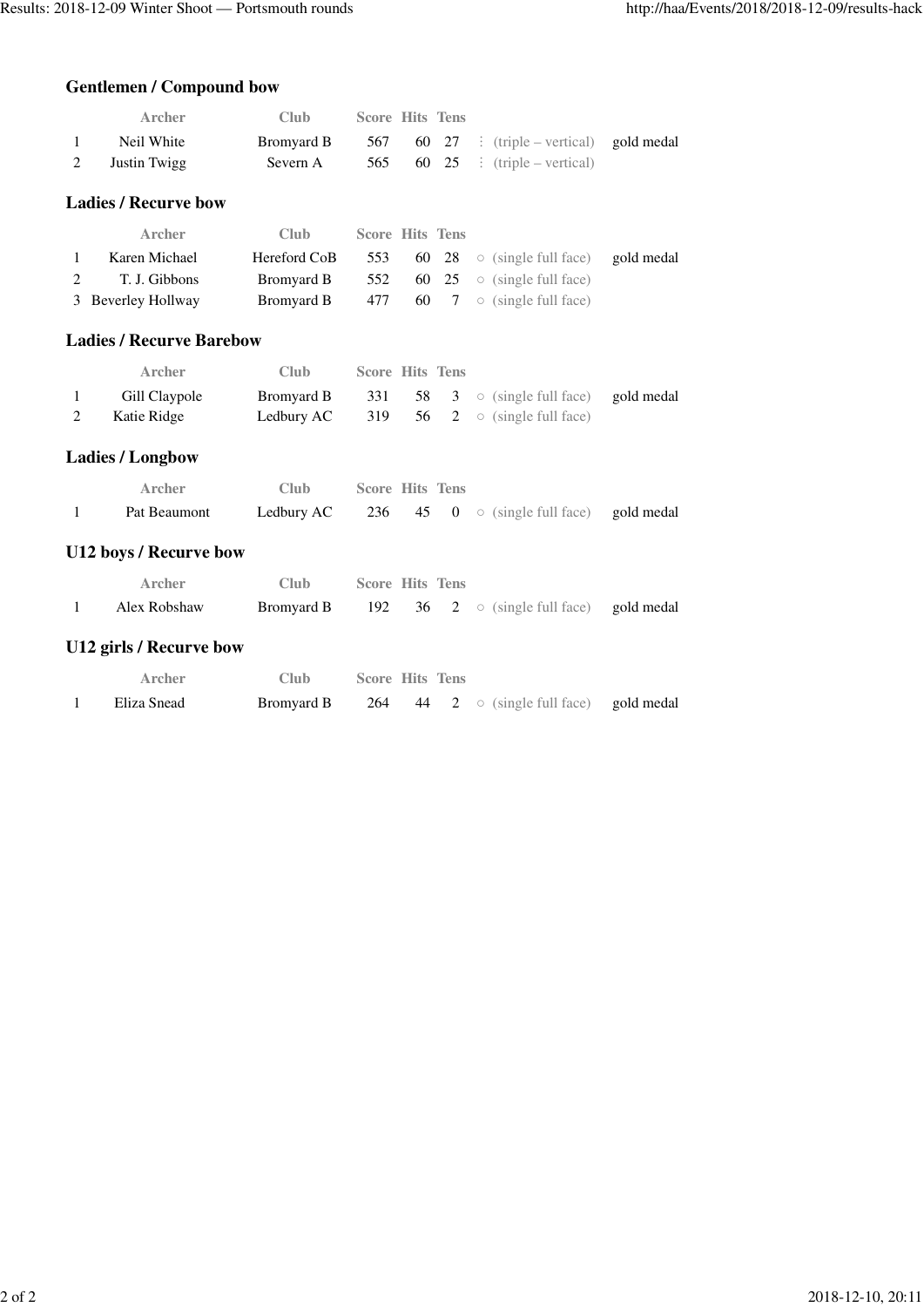### Gentlemen / Compound bow

| | Archer | Club | Score | Hits | Tens | | |
|---|---|---|---|---|---|---|---|
| 1 | Neil White | Bromyard B | 567 | 60 | 27 | ⋮ (triple – vertical) | gold medal |
| 2 | Justin Twigg | Severn A | 565 | 60 | 25 | ⋮ (triple – vertical) | |

### Ladies / Recurve bow

| | Archer | Club | Score | Hits | Tens | | |
|---|---|---|---|---|---|---|---|
| 1 | Karen Michael | Hereford CoB | 553 | 60 | 28 | ○ (single full face) | gold medal |
| 2 | T. J. Gibbons | Bromyard B | 552 | 60 | 25 | ○ (single full face) | |
| 3 | Beverley Hollway | Bromyard B | 477 | 60 | 7 | ○ (single full face) | |

### Ladies / Recurve Barebow

| | Archer | Club | Score | Hits | Tens | | |
|---|---|---|---|---|---|---|---|
| 1 | Gill Claypole | Bromyard B | 331 | 58 | 3 | ○ (single full face) | gold medal |
| 2 | Katie Ridge | Ledbury AC | 319 | 56 | 2 | ○ (single full face) | |

### Ladies / Longbow

| | Archer | Club | Score | Hits | Tens | | |
|---|---|---|---|---|---|---|---|
| 1 | Pat Beaumont | Ledbury AC | 236 | 45 | 0 | ○ (single full face) | gold medal |

### U12 boys / Recurve bow

| | Archer | Club | Score | Hits | Tens | | |
|---|---|---|---|---|---|---|---|
| 1 | Alex Robshaw | Bromyard B | 192 | 36 | 2 | ○ (single full face) | gold medal |

### U12 girls / Recurve bow

| | Archer | Club | Score | Hits | Tens | | |
|---|---|---|---|---|---|---|---|
| 1 | Eliza Snead | Bromyard B | 264 | 44 | 2 | ○ (single full face) | gold medal |